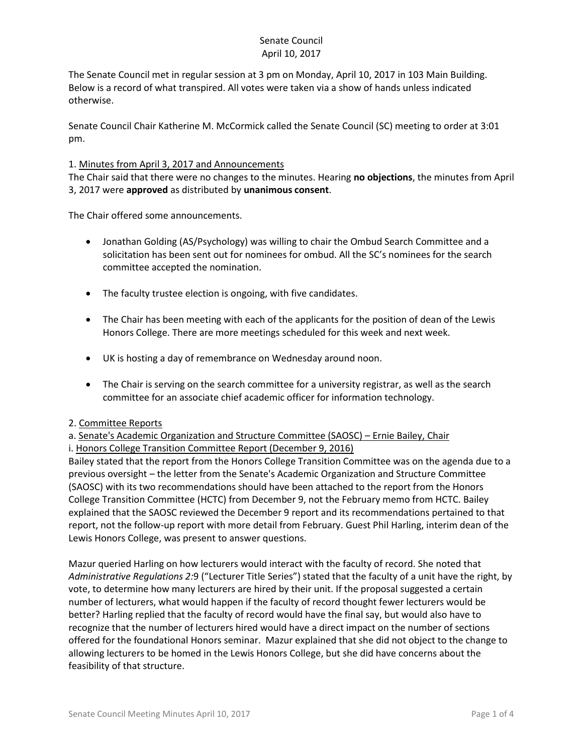Senate Council
April 10, 2017

The Senate Council met in regular session at 3 pm on Monday, April 10, 2017 in 103 Main Building. Below is a record of what transpired. All votes were taken via a show of hands unless indicated otherwise.

Senate Council Chair Katherine M. McCormick called the Senate Council (SC) meeting to order at 3:01 pm.

1. <u>Minutes from April 3, 2017 and Announcements</u>
The Chair said that there were no changes to the minutes. Hearing **no objections**, the minutes from April 3, 2017 were **approved** as distributed by **unanimous consent**.

The Chair offered some announcements.

- Jonathan Golding (AS/Psychology) was willing to chair the Ombud Search Committee and a solicitation has been sent out for nominees for ombud. All the SC's nominees for the search committee accepted the nomination.
- The faculty trustee election is ongoing, with five candidates.
- The Chair has been meeting with each of the applicants for the position of dean of the Lewis Honors College. There are more meetings scheduled for this week and next week.
- UK is hosting a day of remembrance on Wednesday around noon.
- The Chair is serving on the search committee for a university registrar, as well as the search committee for an associate chief academic officer for information technology.

2. <u>Committee Reports</u>
a. <u>Senate's Academic Organization and Structure Committee (SAOSC) – Ernie Bailey, Chair</u>
i. <u>Honors College Transition Committee Report (December 9, 2016)</u>
Bailey stated that the report from the Honors College Transition Committee was on the agenda due to a previous oversight – the letter from the Senate's Academic Organization and Structure Committee (SAOSC) with its two recommendations should have been attached to the report from the Honors College Transition Committee (HCTC) from December 9, not the February memo from HCTC. Bailey explained that the SAOSC reviewed the December 9 report and its recommendations pertained to that report, not the follow-up report with more detail from February. Guest Phil Harling, interim dean of the Lewis Honors College, was present to answer questions.

Mazur queried Harling on how lecturers would interact with the faculty of record. She noted that *Administrative Regulations 2:*9 ("Lecturer Title Series") stated that the faculty of a unit have the right, by vote, to determine how many lecturers are hired by their unit. If the proposal suggested a certain number of lecturers, what would happen if the faculty of record thought fewer lecturers would be better? Harling replied that the faculty of record would have the final say, but would also have to recognize that the number of lecturers hired would have a direct impact on the number of sections offered for the foundational Honors seminar. Mazur explained that she did not object to the change to allowing lecturers to be homed in the Lewis Honors College, but she did have concerns about the feasibility of that structure.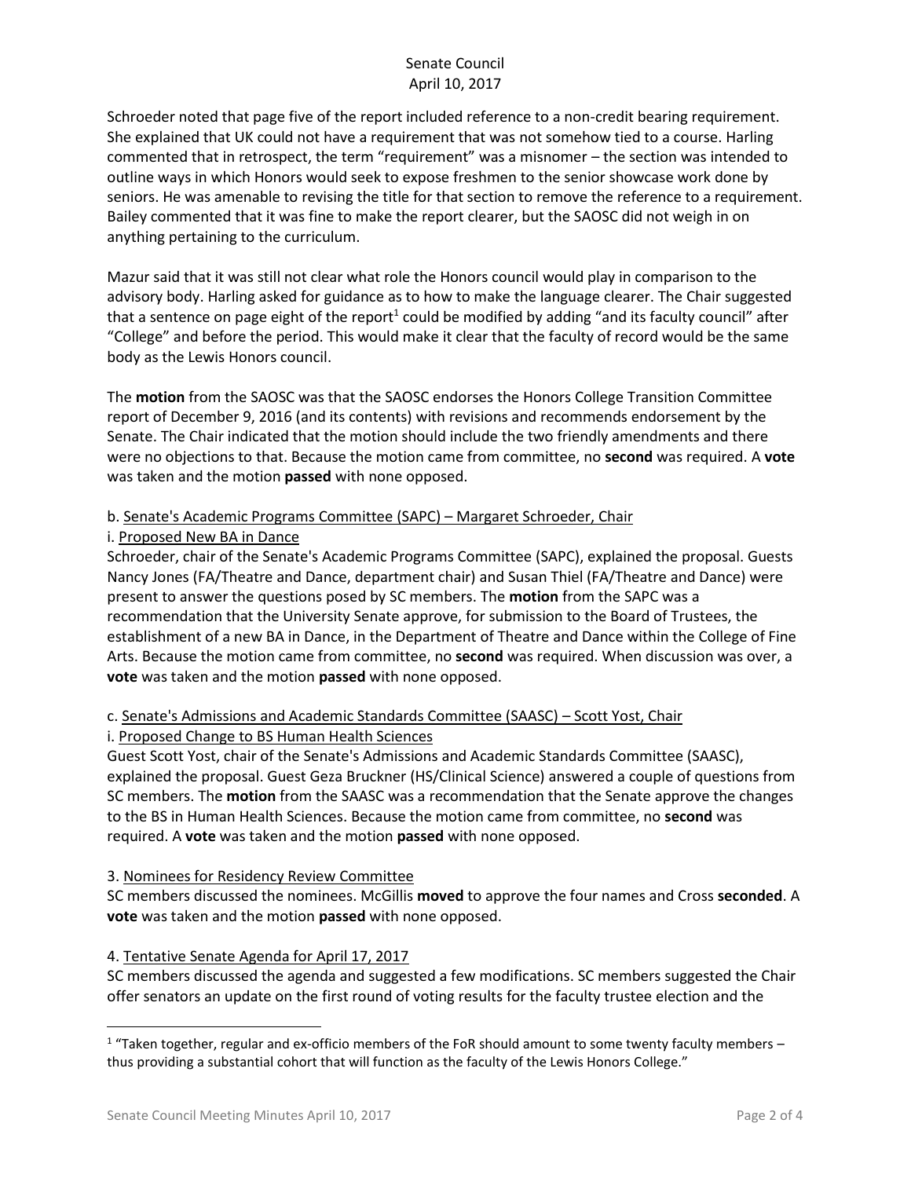Schroeder noted that page five of the report included reference to a non-credit bearing requirement. She explained that UK could not have a requirement that was not somehow tied to a course. Harling commented that in retrospect, the term "requirement" was a misnomer – the section was intended to outline ways in which Honors would seek to expose freshmen to the senior showcase work done by seniors. He was amenable to revising the title for that section to remove the reference to a requirement. Bailey commented that it was fine to make the report clearer, but the SAOSC did not weigh in on anything pertaining to the curriculum.

Mazur said that it was still not clear what role the Honors council would play in comparison to the advisory body. Harling asked for guidance as to how to make the language clearer. The Chair suggested that a sentence on page eight of the report[1] could be modified by adding "and its faculty council" after "College" and before the period. This would make it clear that the faculty of record would be the same body as the Lewis Honors council.

The **motion** from the SAOSC was that the SAOSC endorses the Honors College Transition Committee report of December 9, 2016 (and its contents) with revisions and recommends endorsement by the Senate. The Chair indicated that the motion should include the two friendly amendments and there were no objections to that. Because the motion came from committee, no **second** was required. A **vote** was taken and the motion **passed** with none opposed.

b. <u>Senate's Academic Programs Committee (SAPC) – Margaret Schroeder, Chair</u>

i. <u>Proposed New BA in Dance</u>

Schroeder, chair of the Senate's Academic Programs Committee (SAPC), explained the proposal. Guests Nancy Jones (FA/Theatre and Dance, department chair) and Susan Thiel (FA/Theatre and Dance) were present to answer the questions posed by SC members. The **motion** from the SAPC was a recommendation that the University Senate approve, for submission to the Board of Trustees, the establishment of a new BA in Dance, in the Department of Theatre and Dance within the College of Fine Arts. Because the motion came from committee, no **second** was required. When discussion was over, a **vote** was taken and the motion **passed** with none opposed.

c. <u>Senate's Admissions and Academic Standards Committee (SAASC) – Scott Yost, Chair</u>

i. <u>Proposed Change to BS Human Health Sciences</u>

Guest Scott Yost, chair of the Senate's Admissions and Academic Standards Committee (SAASC), explained the proposal. Guest Geza Bruckner (HS/Clinical Science) answered a couple of questions from SC members. The **motion** from the SAASC was a recommendation that the Senate approve the changes to the BS in Human Health Sciences. Because the motion came from committee, no **second** was required. A **vote** was taken and the motion **passed** with none opposed.

3. <u>Nominees for Residency Review Committee</u>

SC members discussed the nominees. McGillis **moved** to approve the four names and Cross **seconded**. A **vote** was taken and the motion **passed** with none opposed.

4. <u>Tentative Senate Agenda for April 17, 2017</u>

SC members discussed the agenda and suggested a few modifications. SC members suggested the Chair offer senators an update on the first round of voting results for the faculty trustee election and the

[1] "Taken together, regular and ex-officio members of the FoR should amount to some twenty faculty members – thus providing a substantial cohort that will function as the faculty of the Lewis Honors College."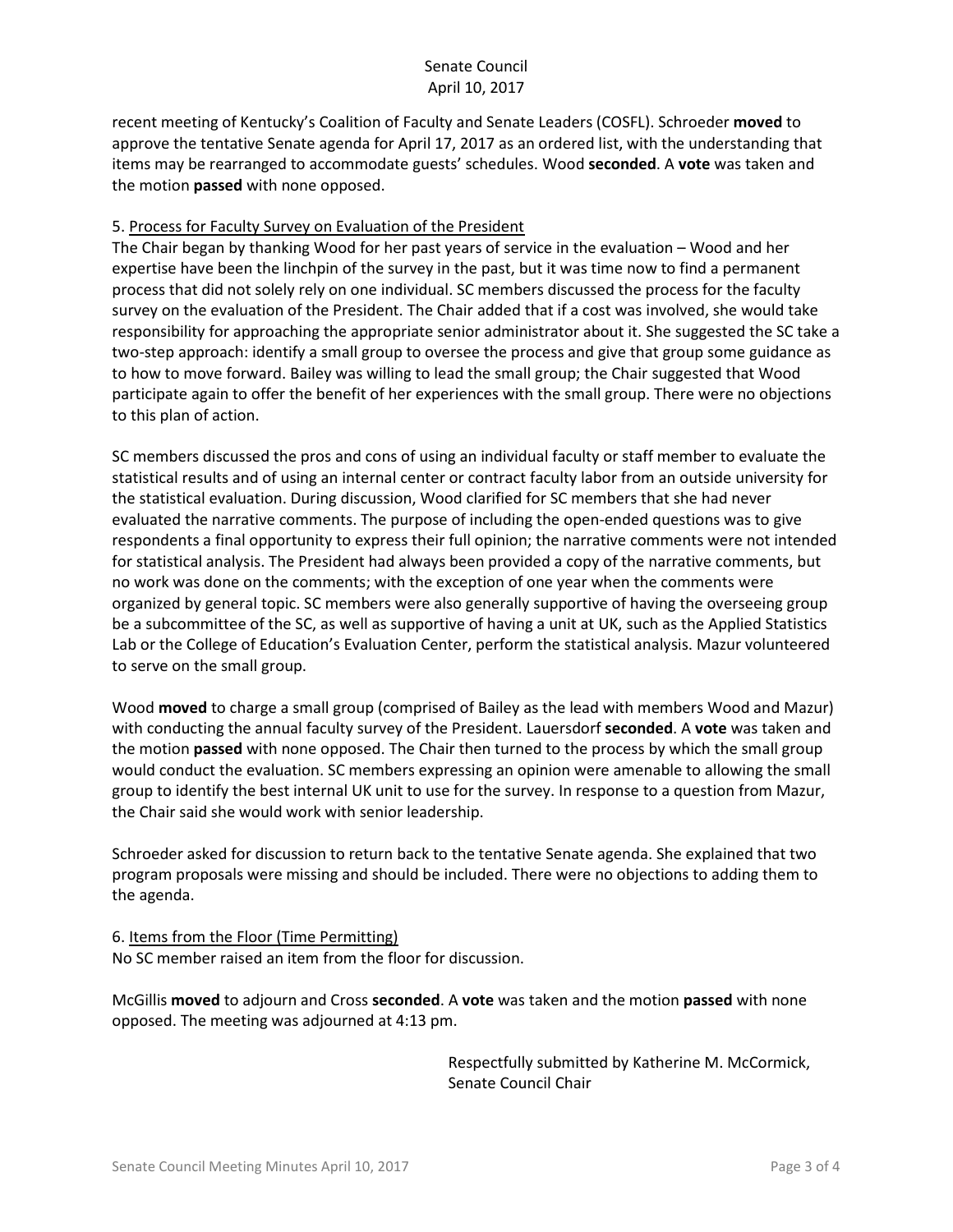recent meeting of Kentucky's Coalition of Faculty and Senate Leaders (COSFL). Schroeder **moved** to approve the tentative Senate agenda for April 17, 2017 as an ordered list, with the understanding that items may be rearranged to accommodate guests' schedules. Wood **seconded**. A **vote** was taken and the motion **passed** with none opposed.

5. Process for Faculty Survey on Evaluation of the President

The Chair began by thanking Wood for her past years of service in the evaluation – Wood and her expertise have been the linchpin of the survey in the past, but it was time now to find a permanent process that did not solely rely on one individual. SC members discussed the process for the faculty survey on the evaluation of the President. The Chair added that if a cost was involved, she would take responsibility for approaching the appropriate senior administrator about it. She suggested the SC take a two-step approach: identify a small group to oversee the process and give that group some guidance as to how to move forward. Bailey was willing to lead the small group; the Chair suggested that Wood participate again to offer the benefit of her experiences with the small group. There were no objections to this plan of action.

SC members discussed the pros and cons of using an individual faculty or staff member to evaluate the statistical results and of using an internal center or contract faculty labor from an outside university for the statistical evaluation. During discussion, Wood clarified for SC members that she had never evaluated the narrative comments. The purpose of including the open-ended questions was to give respondents a final opportunity to express their full opinion; the narrative comments were not intended for statistical analysis. The President had always been provided a copy of the narrative comments, but no work was done on the comments; with the exception of one year when the comments were organized by general topic. SC members were also generally supportive of having the overseeing group be a subcommittee of the SC, as well as supportive of having a unit at UK, such as the Applied Statistics Lab or the College of Education's Evaluation Center, perform the statistical analysis. Mazur volunteered to serve on the small group.

Wood **moved** to charge a small group (comprised of Bailey as the lead with members Wood and Mazur) with conducting the annual faculty survey of the President. Lauersdorf **seconded**. A **vote** was taken and the motion **passed** with none opposed. The Chair then turned to the process by which the small group would conduct the evaluation. SC members expressing an opinion were amenable to allowing the small group to identify the best internal UK unit to use for the survey. In response to a question from Mazur, the Chair said she would work with senior leadership.

Schroeder asked for discussion to return back to the tentative Senate agenda. She explained that two program proposals were missing and should be included. There were no objections to adding them to the agenda.

6. Items from the Floor (Time Permitting)

No SC member raised an item from the floor for discussion.

McGillis **moved** to adjourn and Cross **seconded**. A **vote** was taken and the motion **passed** with none opposed. The meeting was adjourned at 4:13 pm.

Respectfully submitted by Katherine M. McCormick,
Senate Council Chair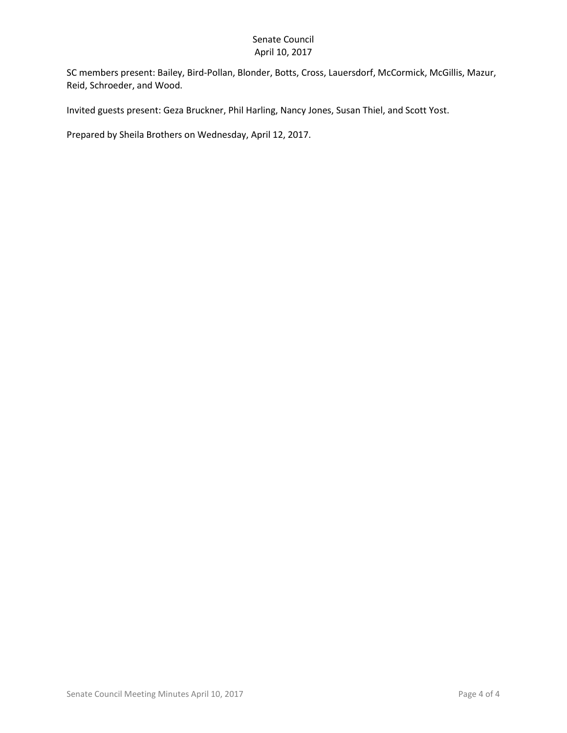Senate Council
April 10, 2017

SC members present: Bailey, Bird-Pollan, Blonder, Botts, Cross, Lauersdorf, McCormick, McGillis, Mazur, Reid, Schroeder, and Wood.

Invited guests present: Geza Bruckner, Phil Harling, Nancy Jones, Susan Thiel, and Scott Yost.

Prepared by Sheila Brothers on Wednesday, April 12, 2017.